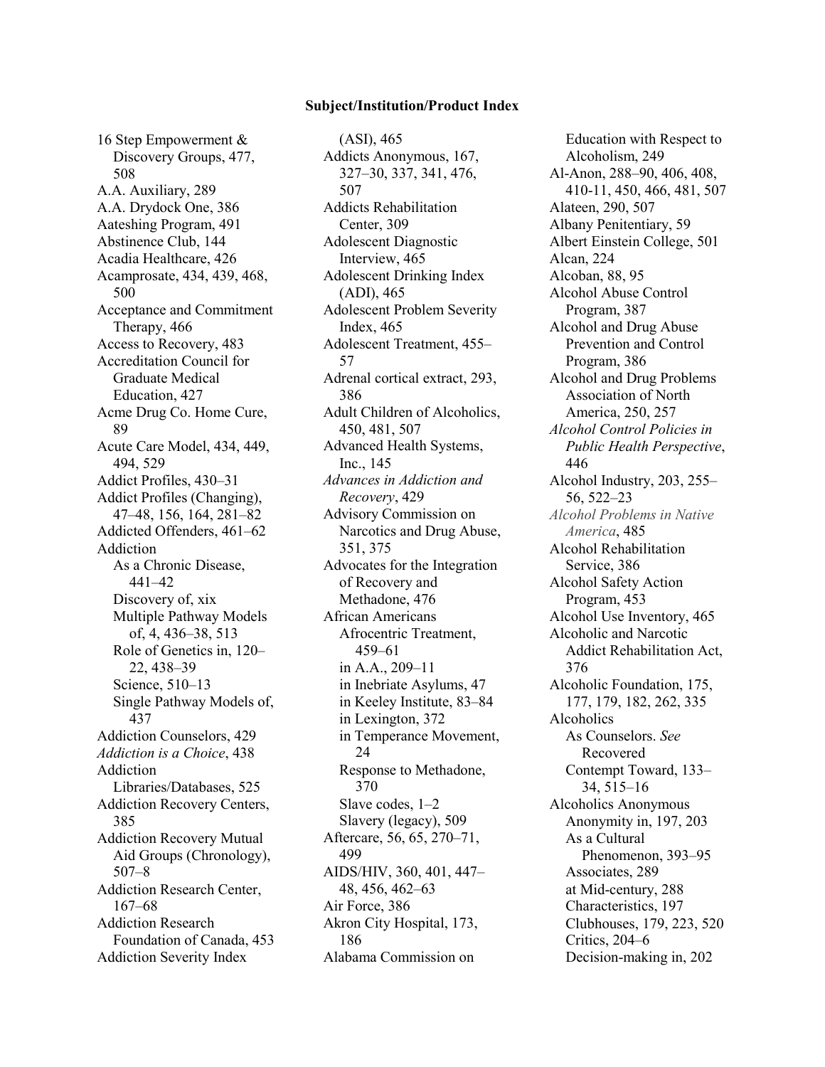# Subject/Institution/Product Index

16 Step Empowerment & Discovery Groups, 477, 508
A.A. Auxiliary, 289
A.A. Drydock One, 386
Aateshing Program, 491
Abstinence Club, 144
Acadia Healthcare, 426
Acamprosate, 434, 439, 468, 500
Acceptance and Commitment Therapy, 466
Access to Recovery, 483
Accreditation Council for Graduate Medical Education, 427
Acme Drug Co. Home Cure, 89
Acute Care Model, 434, 449, 494, 529
Addict Profiles, 430–31
Addict Profiles (Changing), 47–48, 156, 164, 281–82
Addicted Offenders, 461–62
Addiction
- As a Chronic Disease, 441–42
- Discovery of, xix
- Multiple Pathway Models of, 4, 436–38, 513
- Role of Genetics in, 120–22, 438–39
- Science, 510–13
- Single Pathway Models of, 437

Addiction Counselors, 429
*Addiction is a Choice*, 438
Addiction Libraries/Databases, 525
Addiction Recovery Centers, 385
Addiction Recovery Mutual Aid Groups (Chronology), 507–8
Addiction Research Center, 167–68
Addiction Research Foundation of Canada, 453
Addiction Severity Index (ASI), 465
Addicts Anonymous, 167, 327–30, 337, 341, 476, 507
Addicts Rehabilitation Center, 309
Adolescent Diagnostic Interview, 465
Adolescent Drinking Index (ADI), 465
Adolescent Problem Severity Index, 465
Adolescent Treatment, 455–57
Adrenal cortical extract, 293, 386
Adult Children of Alcoholics, 450, 481, 507
Advanced Health Systems, Inc., 145
*Advances in Addiction and Recovery*, 429
Advisory Commission on Narcotics and Drug Abuse, 351, 375
Advocates for the Integration of Recovery and Methadone, 476
African Americans
- Afrocentric Treatment, 459–61
- in A.A., 209–11
- in Inebriate Asylums, 47
- in Keeley Institute, 83–84
- in Lexington, 372
- in Temperance Movement, 24
- Response to Methadone, 370
- Slave codes, 1–2
- Slavery (legacy), 509

Aftercare, 56, 65, 270–71, 499
AIDS/HIV, 360, 401, 447–48, 456, 462–63
Air Force, 386
Akron City Hospital, 173, 186
Alabama Commission on Education with Respect to Alcoholism, 249
Al-Anon, 288–90, 406, 408, 410-11, 450, 466, 481, 507
Alateen, 290, 507
Albany Penitentiary, 59
Albert Einstein College, 501
Alcan, 224
Alcoban, 88, 95
Alcohol Abuse Control Program, 387
Alcohol and Drug Abuse Prevention and Control Program, 386
Alcohol and Drug Problems Association of North America, 250, 257
*Alcohol Control Policies in Public Health Perspective*, 446
Alcohol Industry, 203, 255–56, 522–23
*Alcohol Problems in Native America*, 485
Alcohol Rehabilitation Service, 386
Alcohol Safety Action Program, 453
Alcohol Use Inventory, 465
Alcoholic and Narcotic Addict Rehabilitation Act, 376
Alcoholic Foundation, 175, 177, 179, 182, 262, 335
Alcoholics
- As Counselors. *See* Recovered
- Contempt Toward, 133–34, 515–16

Alcoholics Anonymous
- Anonymity in, 197, 203
- As a Cultural Phenomenon, 393–95
- Associates, 289
- at Mid-century, 288
- Characteristics, 197
- Clubhouses, 179, 223, 520
- Critics, 204–6
- Decision-making in, 202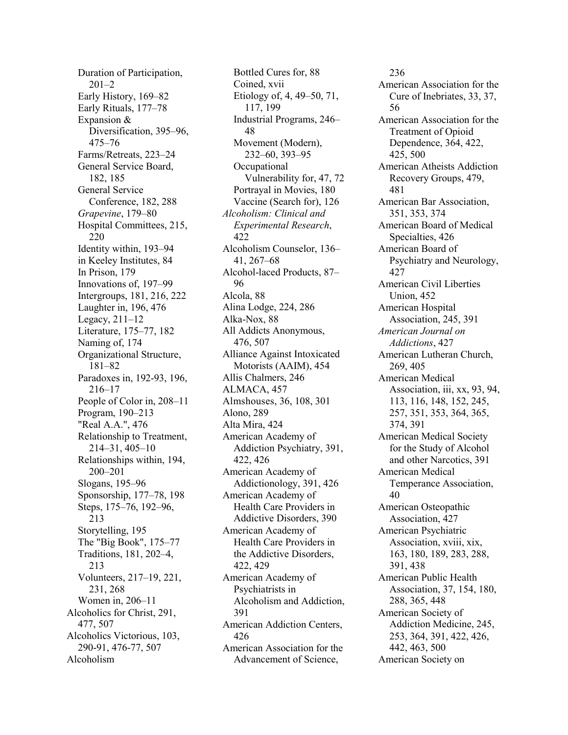Duration of Participation, 201–2
Early History, 169–82
Early Rituals, 177–78
Expansion & Diversification, 395–96, 475–76
Farms/Retreats, 223–24
General Service Board, 182, 185
General Service Conference, 182, 288
*Grapevine*, 179–80
Hospital Committees, 215, 220
Identity within, 193–94
in Keeley Institutes, 84
In Prison, 179
Innovations of, 197–99
Intergroups, 181, 216, 222
Laughter in, 196, 476
Legacy, 211–12
Literature, 175–77, 182
Naming of, 174
Organizational Structure, 181–82
Paradoxes in, 192-93, 196, 216–17
People of Color in, 208–11
Program, 190–213
"Real A.A.", 476
Relationship to Treatment, 214–31, 405–10
Relationships within, 194, 200–201
Slogans, 195–96
Sponsorship, 177–78, 198
Steps, 175–76, 192–96, 213
Storytelling, 195
The "Big Book", 175–77
Traditions, 181, 202–4, 213
Volunteers, 217–19, 221, 231, 268
Women in, 206–11

Alcoholics for Christ, 291, 477, 507
Alcoholics Victorious, 103, 290-91, 476-77, 507
Alcoholism
Bottled Cures for, 88
Coined, xvii
Etiology of, 4, 49–50, 71, 117, 199
Industrial Programs, 246–48
Movement (Modern), 232–60, 393–95
Occupational Vulnerability for, 47, 72
Portrayal in Movies, 180
Vaccine (Search for), 126

*Alcoholism: Clinical and Experimental Research*, 422
Alcoholism Counselor, 136–41, 267–68
Alcohol-laced Products, 87–96
Alcola, 88
Alina Lodge, 224, 286
Alka-Nox, 88
All Addicts Anonymous, 476, 507
Alliance Against Intoxicated Motorists (AAIM), 454
Allis Chalmers, 246
ALMACA, 457
Almshouses, 36, 108, 301
Alono, 289
Alta Mira, 424
American Academy of Addiction Psychiatry, 391, 422, 426
American Academy of Addictionology, 391, 426
American Academy of Health Care Providers in Addictive Disorders, 390
American Academy of Health Care Providers in the Addictive Disorders, 422, 429
American Academy of Psychiatrists in Alcoholism and Addiction, 391
American Addiction Centers, 426
American Association for the Advancement of Science, 236
American Association for the Cure of Inebriates, 33, 37, 56
American Association for the Treatment of Opioid Dependence, 364, 422, 425, 500
American Atheists Addiction Recovery Groups, 479, 481
American Bar Association, 351, 353, 374
American Board of Medical Specialties, 426
American Board of Psychiatry and Neurology, 427
American Civil Liberties Union, 452
American Hospital Association, 245, 391
*American Journal on Addictions*, 427
American Lutheran Church, 269, 405
American Medical Association, iii, xx, 93, 94, 113, 116, 148, 152, 245, 257, 351, 353, 364, 365, 374, 391
American Medical Society for the Study of Alcohol and other Narcotics, 391
American Medical Temperance Association, 40
American Osteopathic Association, 427
American Psychiatric Association, xviii, xix, 163, 180, 189, 283, 288, 391, 438
American Public Health Association, 37, 154, 180, 288, 365, 448
American Society of Addiction Medicine, 245, 253, 364, 391, 422, 426, 442, 463, 500
American Society on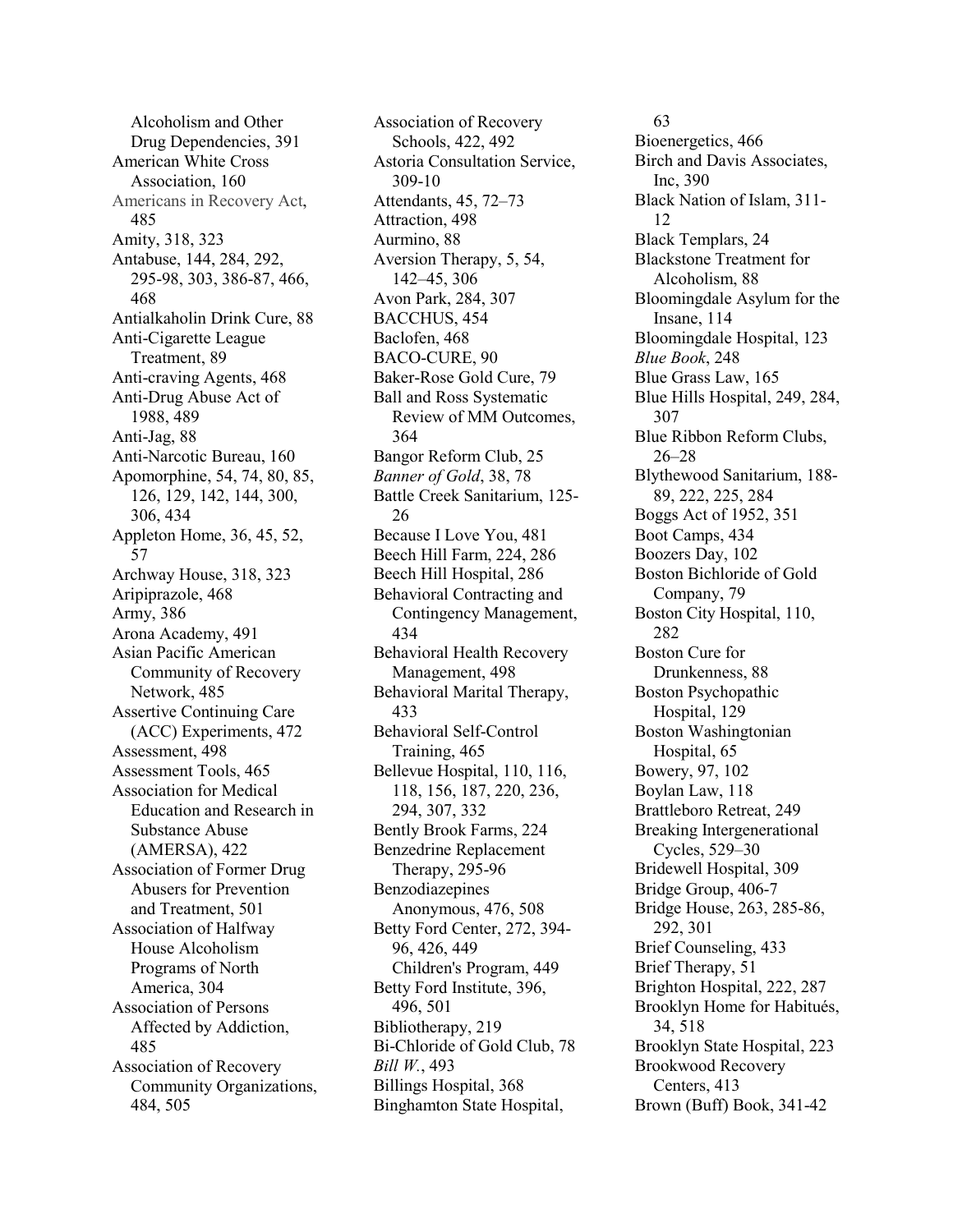Alcoholism and Other Drug Dependencies, 391
American White Cross Association, 160
Americans in Recovery Act, 485
Amity, 318, 323
Antabuse, 144, 284, 292, 295-98, 303, 386-87, 466, 468
Antialkaholin Drink Cure, 88
Anti-Cigarette League Treatment, 89
Anti-craving Agents, 468
Anti-Drug Abuse Act of 1988, 489
Anti-Jag, 88
Anti-Narcotic Bureau, 160
Apomorphine, 54, 74, 80, 85, 126, 129, 142, 144, 300, 306, 434
Appleton Home, 36, 45, 52, 57
Archway House, 318, 323
Aripiprazole, 468
Army, 386
Arona Academy, 491
Asian Pacific American Community of Recovery Network, 485
Assertive Continuing Care (ACC) Experiments, 472
Assessment, 498
Assessment Tools, 465
Association for Medical Education and Research in Substance Abuse (AMERSA), 422
Association of Former Drug Abusers for Prevention and Treatment, 501
Association of Halfway House Alcoholism Programs of North America, 304
Association of Persons Affected by Addiction, 485
Association of Recovery Community Organizations, 484, 505
Association of Recovery Schools, 422, 492
Astoria Consultation Service, 309-10
Attendants, 45, 72–73
Attraction, 498
Aurmino, 88
Aversion Therapy, 5, 54, 142–45, 306
Avon Park, 284, 307
BACCHUS, 454
Baclofen, 468
BACO-CURE, 90
Baker-Rose Gold Cure, 79
Ball and Ross Systematic Review of MM Outcomes, 364
Bangor Reform Club, 25
*Banner of Gold*, 38, 78
Battle Creek Sanitarium, 125-26
Because I Love You, 481
Beech Hill Farm, 224, 286
Beech Hill Hospital, 286
Behavioral Contracting and Contingency Management, 434
Behavioral Health Recovery Management, 498
Behavioral Marital Therapy, 433
Behavioral Self-Control Training, 465
Bellevue Hospital, 110, 116, 118, 156, 187, 220, 236, 294, 307, 332
Bently Brook Farms, 224
Benzedrine Replacement Therapy, 295-96
Benzodiazepines Anonymous, 476, 508
Betty Ford Center, 272, 394-96, 426, 449
  Children's Program, 449
Betty Ford Institute, 396, 496, 501
Bibliotherapy, 219
Bi-Chloride of Gold Club, 78
*Bill W.*, 493
Billings Hospital, 368
Binghamton State Hospital, 63
Bioenergetics, 466
Birch and Davis Associates, Inc, 390
Black Nation of Islam, 311-12
Black Templars, 24
Blackstone Treatment for Alcoholism, 88
Bloomingdale Asylum for the Insane, 114
Bloomingdale Hospital, 123
*Blue Book*, 248
Blue Grass Law, 165
Blue Hills Hospital, 249, 284, 307
Blue Ribbon Reform Clubs, 26–28
Blythewood Sanitarium, 188-89, 222, 225, 284
Boggs Act of 1952, 351
Boot Camps, 434
Boozers Day, 102
Boston Bichloride of Gold Company, 79
Boston City Hospital, 110, 282
Boston Cure for Drunkenness, 88
Boston Psychopathic Hospital, 129
Boston Washingtonian Hospital, 65
Bowery, 97, 102
Boylan Law, 118
Brattleboro Retreat, 249
Breaking Intergenerational Cycles, 529–30
Bridewell Hospital, 309
Bridge Group, 406-7
Bridge House, 263, 285-86, 292, 301
Brief Counseling, 433
Brief Therapy, 51
Brighton Hospital, 222, 287
Brooklyn Home for Habitués, 34, 518
Brooklyn State Hospital, 223
Brookwood Recovery Centers, 413
Brown (Buff) Book, 341-42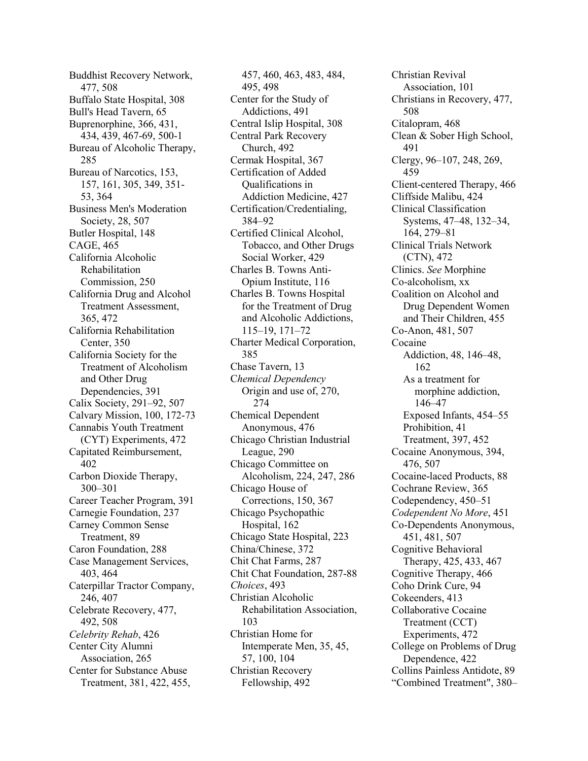Buddhist Recovery Network, 477, 508
Buffalo State Hospital, 308
Bull's Head Tavern, 65
Buprenorphine, 366, 431, 434, 439, 467-69, 500-1
Bureau of Alcoholic Therapy, 285
Bureau of Narcotics, 153, 157, 161, 305, 349, 351-53, 364
Business Men's Moderation Society, 28, 507
Butler Hospital, 148
CAGE, 465
California Alcoholic Rehabilitation Commission, 250
California Drug and Alcohol Treatment Assessment, 365, 472
California Rehabilitation Center, 350
California Society for the Treatment of Alcoholism and Other Drug Dependencies, 391
Calix Society, 291–92, 507
Calvary Mission, 100, 172-73
Cannabis Youth Treatment (CYT) Experiments, 472
Capitated Reimbursement, 402
Carbon Dioxide Therapy, 300–301
Career Teacher Program, 391
Carnegie Foundation, 237
Carney Common Sense Treatment, 89
Caron Foundation, 288
Case Management Services, 403, 464
Caterpillar Tractor Company, 246, 407
Celebrate Recovery, 477, 492, 508
*Celebrity Rehab*, 426
Center City Alumni Association, 265
Center for Substance Abuse Treatment, 381, 422, 455, 457, 460, 463, 483, 484, 495, 498
Center for the Study of Addictions, 491
Central Islip Hospital, 308
Central Park Recovery Church, 492
Cermak Hospital, 367
Certification of Added Qualifications in Addiction Medicine, 427
Certification/Credentialing, 384–92
Certified Clinical Alcohol, Tobacco, and Other Drugs Social Worker, 429
Charles B. Towns Anti-Opium Institute, 116
Charles B. Towns Hospital for the Treatment of Drug and Alcoholic Addictions, 115–19, 171–72
Charter Medical Corporation, 385
Chase Tavern, 13
*Chemical Dependency*
  Origin and use of, 270, 274
Chemical Dependent Anonymous, 476
Chicago Christian Industrial League, 290
Chicago Committee on Alcoholism, 224, 247, 286
Chicago House of Corrections, 150, 367
Chicago Psychopathic Hospital, 162
Chicago State Hospital, 223
China/Chinese, 372
Chit Chat Farms, 287
Chit Chat Foundation, 287-88
*Choices*, 493
Christian Alcoholic Rehabilitation Association, 103
Christian Home for Intemperate Men, 35, 45, 57, 100, 104
Christian Recovery Fellowship, 492
Christian Revival Association, 101
Christians in Recovery, 477, 508
Citalopram, 468
Clean & Sober High School, 491
Clergy, 96–107, 248, 269, 459
Client-centered Therapy, 466
Cliffside Malibu, 424
Clinical Classification Systems, 47–48, 132–34, 164, 279–81
Clinical Trials Network (CTN), 472
Clinics. *See* Morphine
Co-alcoholism, xx
Coalition on Alcohol and Drug Dependent Women and Their Children, 455
Co-Anon, 481, 507
Cocaine
  Addiction, 48, 146–48, 162
  As a treatment for morphine addiction, 146–47
  Exposed Infants, 454–55
  Prohibition, 41
  Treatment, 397, 452
Cocaine Anonymous, 394, 476, 507
Cocaine-laced Products, 88
Cochrane Review, 365
Codependency, 450–51
*Codependent No More*, 451
Co-Dependents Anonymous, 451, 481, 507
Cognitive Behavioral Therapy, 425, 433, 467
Cognitive Therapy, 466
Coho Drink Cure, 94
Cokeenders, 413
Collaborative Cocaine Treatment (CCT) Experiments, 472
College on Problems of Drug Dependence, 422
Collins Painless Antidote, 89
"Combined Treatment", 380–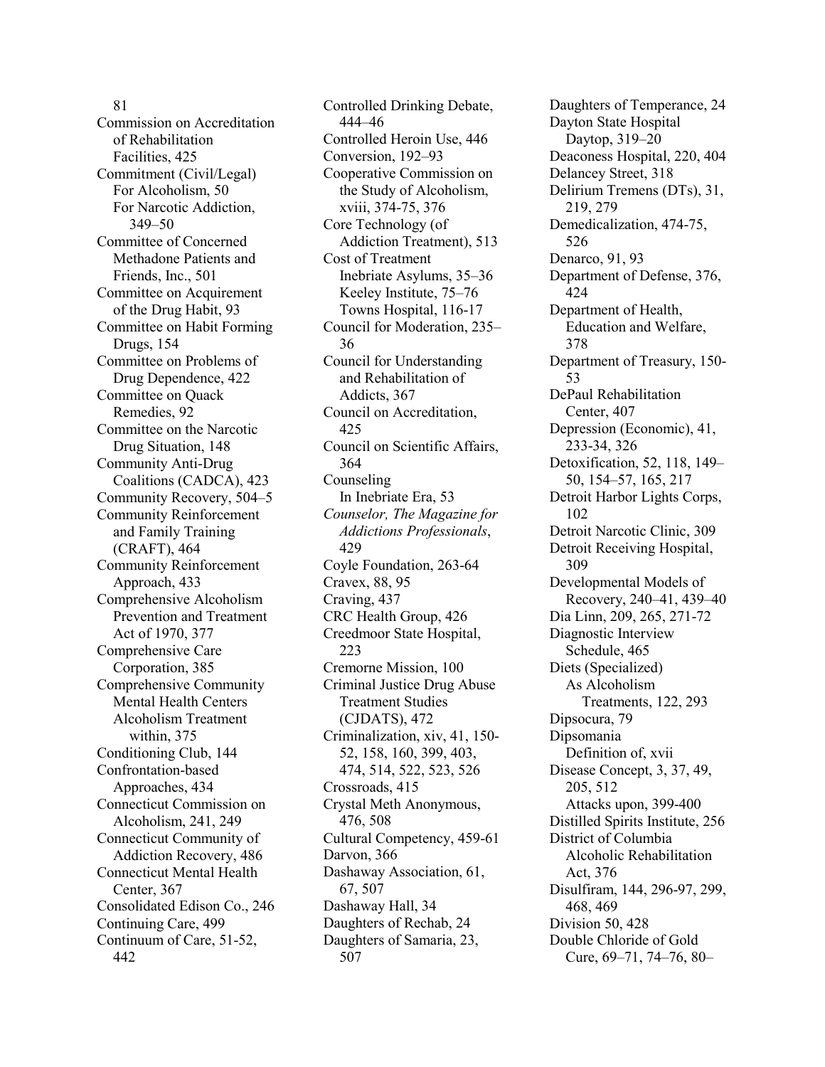81
Commission on Accreditation of Rehabilitation Facilities, 425
Commitment (Civil/Legal)
  For Alcoholism, 50
  For Narcotic Addiction, 349–50
Committee of Concerned Methadone Patients and Friends, Inc., 501
Committee on Acquirement of the Drug Habit, 93
Committee on Habit Forming Drugs, 154
Committee on Problems of Drug Dependence, 422
Committee on Quack Remedies, 92
Committee on the Narcotic Drug Situation, 148
Community Anti-Drug Coalitions (CADCA), 423
Community Recovery, 504–5
Community Reinforcement and Family Training (CRAFT), 464
Community Reinforcement Approach, 433
Comprehensive Alcoholism Prevention and Treatment Act of 1970, 377
Comprehensive Care Corporation, 385
Comprehensive Community Mental Health Centers
  Alcoholism Treatment within, 375
Conditioning Club, 144
Confrontation-based Approaches, 434
Connecticut Commission on Alcoholism, 241, 249
Connecticut Community of Addiction Recovery, 486
Connecticut Mental Health Center, 367
Consolidated Edison Co., 246
Continuing Care, 499
Continuum of Care, 51-52, 442
Controlled Drinking Debate, 444–46
Controlled Heroin Use, 446
Conversion, 192–93
Cooperative Commission on the Study of Alcoholism, xviii, 374-75, 376
Core Technology (of Addiction Treatment), 513
Cost of Treatment
  Inebriate Asylums, 35–36
  Keeley Institute, 75–76
  Towns Hospital, 116-17
Council for Moderation, 235–36
Council for Understanding and Rehabilitation of Addicts, 367
Council on Accreditation, 425
Council on Scientific Affairs, 364
Counseling
  In Inebriate Era, 53
*Counselor, The Magazine for Addictions Professionals*, 429
Coyle Foundation, 263-64
Cravex, 88, 95
Craving, 437
CRC Health Group, 426
Creedmoor State Hospital, 223
Cremorne Mission, 100
Criminal Justice Drug Abuse Treatment Studies (CJDATS), 472
Criminalization, xiv, 41, 150-52, 158, 160, 399, 403, 474, 514, 522, 523, 526
Crossroads, 415
Crystal Meth Anonymous, 476, 508
Cultural Competency, 459-61
Darvon, 366
Dashaway Association, 61, 67, 507
Dashaway Hall, 34
Daughters of Rechab, 24
Daughters of Samaria, 23, 507
Daughters of Temperance, 24
Dayton State Hospital
Daytop, 319–20
Deaconess Hospital, 220, 404
Delancey Street, 318
Delirium Tremens (DTs), 31, 219, 279
Demedicalization, 474-75, 526
Denarco, 91, 93
Department of Defense, 376, 424
Department of Health, Education and Welfare, 378
Department of Treasury, 150-53
DePaul Rehabilitation Center, 407
Depression (Economic), 41, 233-34, 326
Detoxification, 52, 118, 149–50, 154–57, 165, 217
Detroit Harbor Lights Corps, 102
Detroit Narcotic Clinic, 309
Detroit Receiving Hospital, 309
Developmental Models of Recovery, 240–41, 439–40
Dia Linn, 209, 265, 271-72
Diagnostic Interview Schedule, 465
Diets (Specialized)
  As Alcoholism Treatments, 122, 293
Dipsocura, 79
Dipsomania
  Definition of, xvii
Disease Concept, 3, 37, 49, 205, 512
  Attacks upon, 399-400
Distilled Spirits Institute, 256
District of Columbia Alcoholic Rehabilitation Act, 376
Disulfiram, 144, 296-97, 299, 468, 469
Division 50, 428
Double Chloride of Gold Cure, 69–71, 74–76, 80–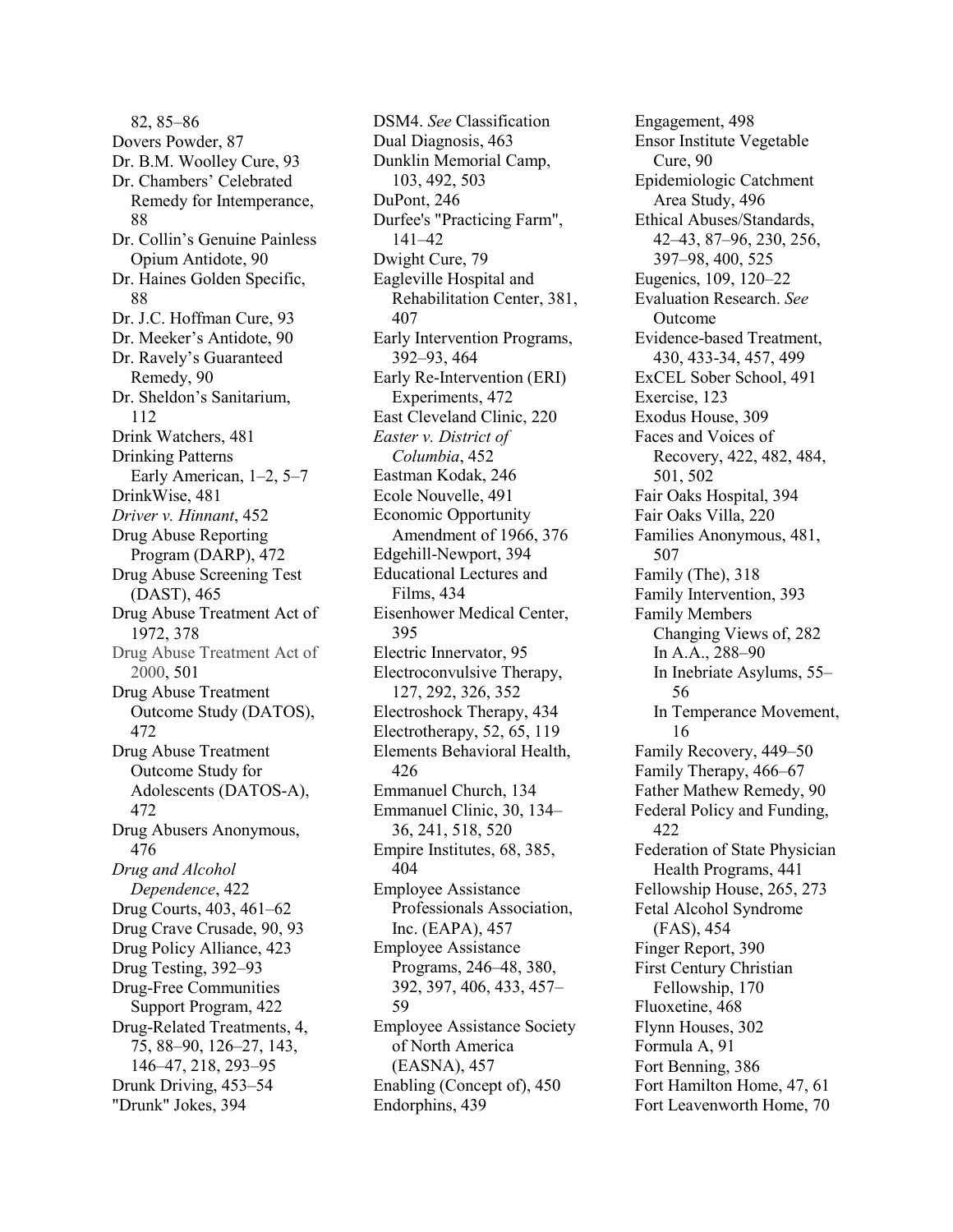82, 85–86
Dovers Powder, 87
Dr. B.M. Woolley Cure, 93
Dr. Chambers' Celebrated Remedy for Intemperance, 88
Dr. Collin's Genuine Painless Opium Antidote, 90
Dr. Haines Golden Specific, 88
Dr. J.C. Hoffman Cure, 93
Dr. Meeker's Antidote, 90
Dr. Ravely's Guaranteed Remedy, 90
Dr. Sheldon's Sanitarium, 112
Drink Watchers, 481
Drinking Patterns
  Early American, 1–2, 5–7
DrinkWise, 481
*Driver v. Hinnant*, 452
Drug Abuse Reporting Program (DARP), 472
Drug Abuse Screening Test (DAST), 465
Drug Abuse Treatment Act of 1972, 378
Drug Abuse Treatment Act of 2000, 501
Drug Abuse Treatment Outcome Study (DATOS), 472
Drug Abuse Treatment Outcome Study for Adolescents (DATOS-A), 472
Drug Abusers Anonymous, 476
*Drug and Alcohol Dependence*, 422
Drug Courts, 403, 461–62
Drug Crave Crusade, 90, 93
Drug Policy Alliance, 423
Drug Testing, 392–93
Drug-Free Communities Support Program, 422
Drug-Related Treatments, 4, 75, 88–90, 126–27, 143, 146–47, 218, 293–95
Drunk Driving, 453–54
"Drunk" Jokes, 394
DSM4. *See* Classification
Dual Diagnosis, 463
Dunklin Memorial Camp, 103, 492, 503
DuPont, 246
Durfee's "Practicing Farm", 141–42
Dwight Cure, 79
Eagleville Hospital and Rehabilitation Center, 381, 407
Early Intervention Programs, 392–93, 464
Early Re-Intervention (ERI) Experiments, 472
East Cleveland Clinic, 220
*Easter v. District of Columbia*, 452
Eastman Kodak, 246
Ecole Nouvelle, 491
Economic Opportunity Amendment of 1966, 376
Edgehill-Newport, 394
Educational Lectures and Films, 434
Eisenhower Medical Center, 395
Electric Innervator, 95
Electroconvulsive Therapy, 127, 292, 326, 352
Electroshock Therapy, 434
Electrotherapy, 52, 65, 119
Elements Behavioral Health, 426
Emmanuel Church, 134
Emmanuel Clinic, 30, 134–36, 241, 518, 520
Empire Institutes, 68, 385, 404
Employee Assistance Professionals Association, Inc. (EAPA), 457
Employee Assistance Programs, 246–48, 380, 392, 397, 406, 433, 457–59
Employee Assistance Society of North America (EASNA), 457
Enabling (Concept of), 450
Endorphins, 439
Engagement, 498
Ensor Institute Vegetable Cure, 90
Epidemiologic Catchment Area Study, 496
Ethical Abuses/Standards, 42–43, 87–96, 230, 256, 397–98, 400, 525
Eugenics, 109, 120–22
Evaluation Research. *See* Outcome
Evidence-based Treatment, 430, 433-34, 457, 499
ExCEL Sober School, 491
Exercise, 123
Exodus House, 309
Faces and Voices of Recovery, 422, 482, 484, 501, 502
Fair Oaks Hospital, 394
Fair Oaks Villa, 220
Families Anonymous, 481, 507
Family (The), 318
Family Intervention, 393
Family Members
  Changing Views of, 282
  In A.A., 288–90
  In Inebriate Asylums, 55–56
  In Temperance Movement, 16
Family Recovery, 449–50
Family Therapy, 466–67
Father Mathew Remedy, 90
Federal Policy and Funding, 422
Federation of State Physician Health Programs, 441
Fellowship House, 265, 273
Fetal Alcohol Syndrome (FAS), 454
Finger Report, 390
First Century Christian Fellowship, 170
Fluoxetine, 468
Flynn Houses, 302
Formula A, 91
Fort Benning, 386
Fort Hamilton Home, 47, 61
Fort Leavenworth Home, 70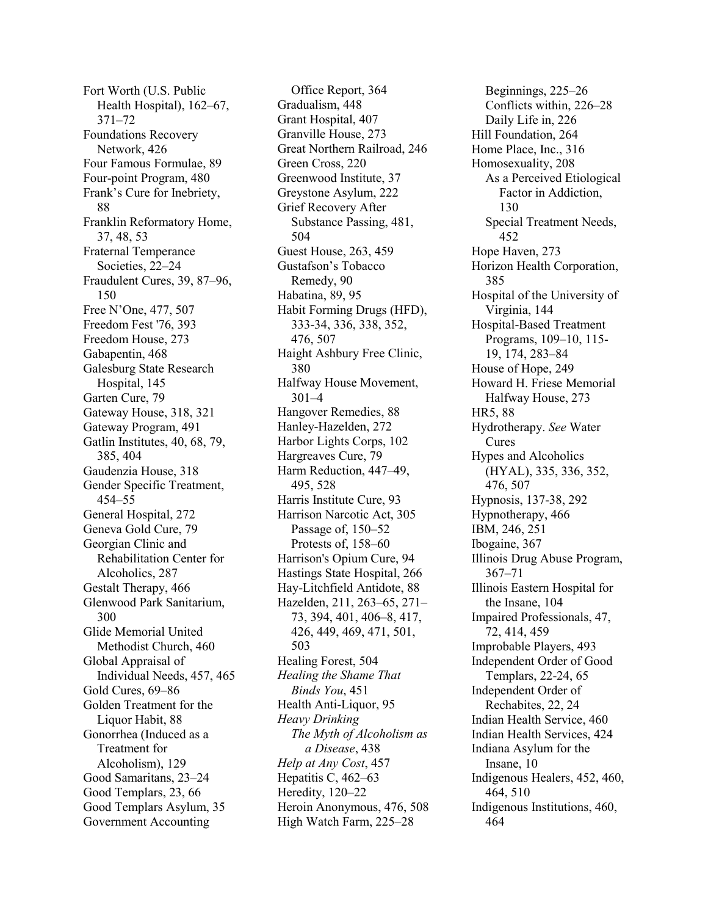Fort Worth (U.S. Public Health Hospital), 162–67, 371–72
Foundations Recovery Network, 426
Four Famous Formulae, 89
Four-point Program, 480
Frank's Cure for Inebriety, 88
Franklin Reformatory Home, 37, 48, 53
Fraternal Temperance Societies, 22–24
Fraudulent Cures, 39, 87–96, 150
Free N'One, 477, 507
Freedom Fest '76, 393
Freedom House, 273
Gabapentin, 468
Galesburg State Research Hospital, 145
Garten Cure, 79
Gateway House, 318, 321
Gateway Program, 491
Gatlin Institutes, 40, 68, 79, 385, 404
Gaudenzia House, 318
Gender Specific Treatment, 454–55
General Hospital, 272
Geneva Gold Cure, 79
Georgian Clinic and Rehabilitation Center for Alcoholics, 287
Gestalt Therapy, 466
Glenwood Park Sanitarium, 300
Glide Memorial United Methodist Church, 460
Global Appraisal of Individual Needs, 457, 465
Gold Cures, 69–86
Golden Treatment for the Liquor Habit, 88
Gonorrhea (Induced as a Treatment for Alcoholism), 129
Good Samaritans, 23–24
Good Templars, 23, 66
Good Templars Asylum, 35
Government Accounting Office Report, 364
Gradualism, 448
Grant Hospital, 407
Granville House, 273
Great Northern Railroad, 246
Green Cross, 220
Greenwood Institute, 37
Greystone Asylum, 222
Grief Recovery After Substance Passing, 481, 504
Guest House, 263, 459
Gustafson's Tobacco Remedy, 90
Habatina, 89, 95
Habit Forming Drugs (HFD), 333-34, 336, 338, 352, 476, 507
Haight Ashbury Free Clinic, 380
Halfway House Movement, 301–4
Hangover Remedies, 88
Hanley-Hazelden, 272
Harbor Lights Corps, 102
Hargreaves Cure, 79
Harm Reduction, 447–49, 495, 528
Harris Institute Cure, 93
Harrison Narcotic Act, 305
   Passage of, 150–52
   Protests of, 158–60
Harrison's Opium Cure, 94
Hastings State Hospital, 266
Hay-Litchfield Antidote, 88
Hazelden, 211, 263–65, 271–73, 394, 401, 406–8, 417, 426, 449, 469, 471, 501, 503
Healing Forest, 504
*Healing the Shame That Binds You*, 451
Health Anti-Liquor, 95
*Heavy Drinking*
   *The Myth of Alcoholism as a Disease*, 438
*Help at Any Cost*, 457
Hepatitis C, 462–63
Heredity, 120–22
Heroin Anonymous, 476, 508
High Watch Farm, 225–28
   Beginnings, 225–26
   Conflicts within, 226–28
   Daily Life in, 226
Hill Foundation, 264
Home Place, Inc., 316
Homosexuality, 208
   As a Perceived Etiological Factor in Addiction, 130
   Special Treatment Needs, 452
Hope Haven, 273
Horizon Health Corporation, 385
Hospital of the University of Virginia, 144
Hospital-Based Treatment Programs, 109–10, 115-19, 174, 283–84
House of Hope, 249
Howard H. Friese Memorial Halfway House, 273
HR5, 88
Hydrotherapy. *See* Water Cures
Hypes and Alcoholics (HYAL), 335, 336, 352, 476, 507
Hypnosis, 137-38, 292
Hypnotherapy, 466
IBM, 246, 251
Ibogaine, 367
Illinois Drug Abuse Program, 367–71
Illinois Eastern Hospital for the Insane, 104
Impaired Professionals, 47, 72, 414, 459
Improbable Players, 493
Independent Order of Good Templars, 22-24, 65
Independent Order of Rechabites, 22, 24
Indian Health Service, 460
Indian Health Services, 424
Indiana Asylum for the Insane, 10
Indigenous Healers, 452, 460, 464, 510
Indigenous Institutions, 460, 464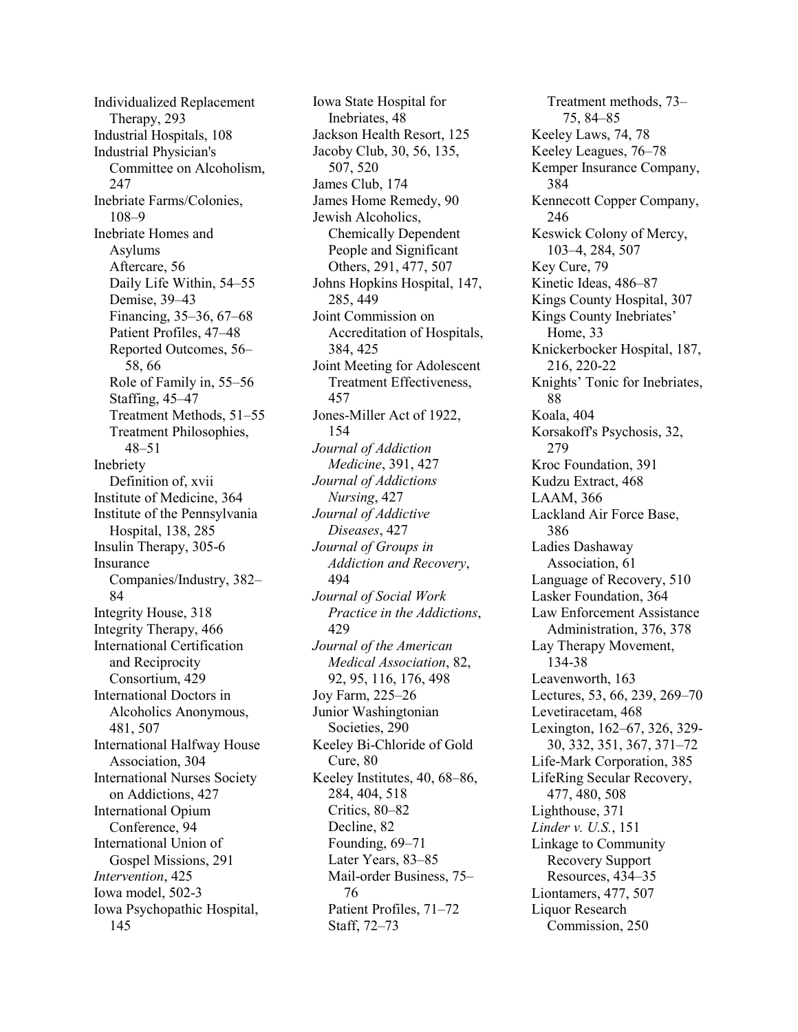Individualized Replacement Therapy, 293
Industrial Hospitals, 108
Industrial Physician's Committee on Alcoholism, 247
Inebriate Farms/Colonies, 108–9
Inebriate Homes and Asylums
  Aftercare, 56
  Daily Life Within, 54–55
  Demise, 39–43
  Financing, 35–36, 67–68
  Patient Profiles, 47–48
  Reported Outcomes, 56–58, 66
  Role of Family in, 55–56
  Staffing, 45–47
  Treatment Methods, 51–55
  Treatment Philosophies, 48–51
Inebriety
  Definition of, xvii
Institute of Medicine, 364
Institute of the Pennsylvania Hospital, 138, 285
Insulin Therapy, 305-6
Insurance Companies/Industry, 382–84
Integrity House, 318
Integrity Therapy, 466
International Certification and Reciprocity Consortium, 429
International Doctors in Alcoholics Anonymous, 481, 507
International Halfway House Association, 304
International Nurses Society on Addictions, 427
International Opium Conference, 94
International Union of Gospel Missions, 291
*Intervention*, 425
Iowa model, 502-3
Iowa Psychopathic Hospital, 145
Iowa State Hospital for Inebriates, 48
Jackson Health Resort, 125
Jacoby Club, 30, 56, 135, 507, 520
James Club, 174
James Home Remedy, 90
Jewish Alcoholics, Chemically Dependent People and Significant Others, 291, 477, 507
Johns Hopkins Hospital, 147, 285, 449
Joint Commission on Accreditation of Hospitals, 384, 425
Joint Meeting for Adolescent Treatment Effectiveness, 457
Jones-Miller Act of 1922, 154
*Journal of Addiction Medicine*, 391, 427
*Journal of Addictions Nursing*, 427
*Journal of Addictive Diseases*, 427
*Journal of Groups in Addiction and Recovery*, 494
*Journal of Social Work Practice in the Addictions*, 429
*Journal of the American Medical Association*, 82, 92, 95, 116, 176, 498
Joy Farm, 225–26
Junior Washingtonian Societies, 290
Keeley Bi-Chloride of Gold Cure, 80
Keeley Institutes, 40, 68–86, 284, 404, 518
  Critics, 80–82
  Decline, 82
  Founding, 69–71
  Later Years, 83–85
  Mail-order Business, 75–76
  Patient Profiles, 71–72
  Staff, 72–73
  Treatment methods, 73–75, 84–85
Keeley Laws, 74, 78
Keeley Leagues, 76–78
Kemper Insurance Company, 384
Kennecott Copper Company, 246
Keswick Colony of Mercy, 103–4, 284, 507
Key Cure, 79
Kinetic Ideas, 486–87
Kings County Hospital, 307
Kings County Inebriates' Home, 33
Knickerbocker Hospital, 187, 216, 220-22
Knights' Tonic for Inebriates, 88
Koala, 404
Korsakoff's Psychosis, 32, 279
Kroc Foundation, 391
Kudzu Extract, 468
LAAM, 366
Lackland Air Force Base, 386
Ladies Dashaway Association, 61
Language of Recovery, 510
Lasker Foundation, 364
Law Enforcement Assistance Administration, 376, 378
Lay Therapy Movement, 134-38
Leavenworth, 163
Lectures, 53, 66, 239, 269–70
Levetiracetam, 468
Lexington, 162–67, 326, 329-30, 332, 351, 367, 371–72
Life-Mark Corporation, 385
LifeRing Secular Recovery, 477, 480, 508
Lighthouse, 371
*Linder v. U.S.*, 151
Linkage to Community Recovery Support Resources, 434–35
Liontamers, 477, 507
Liquor Research Commission, 250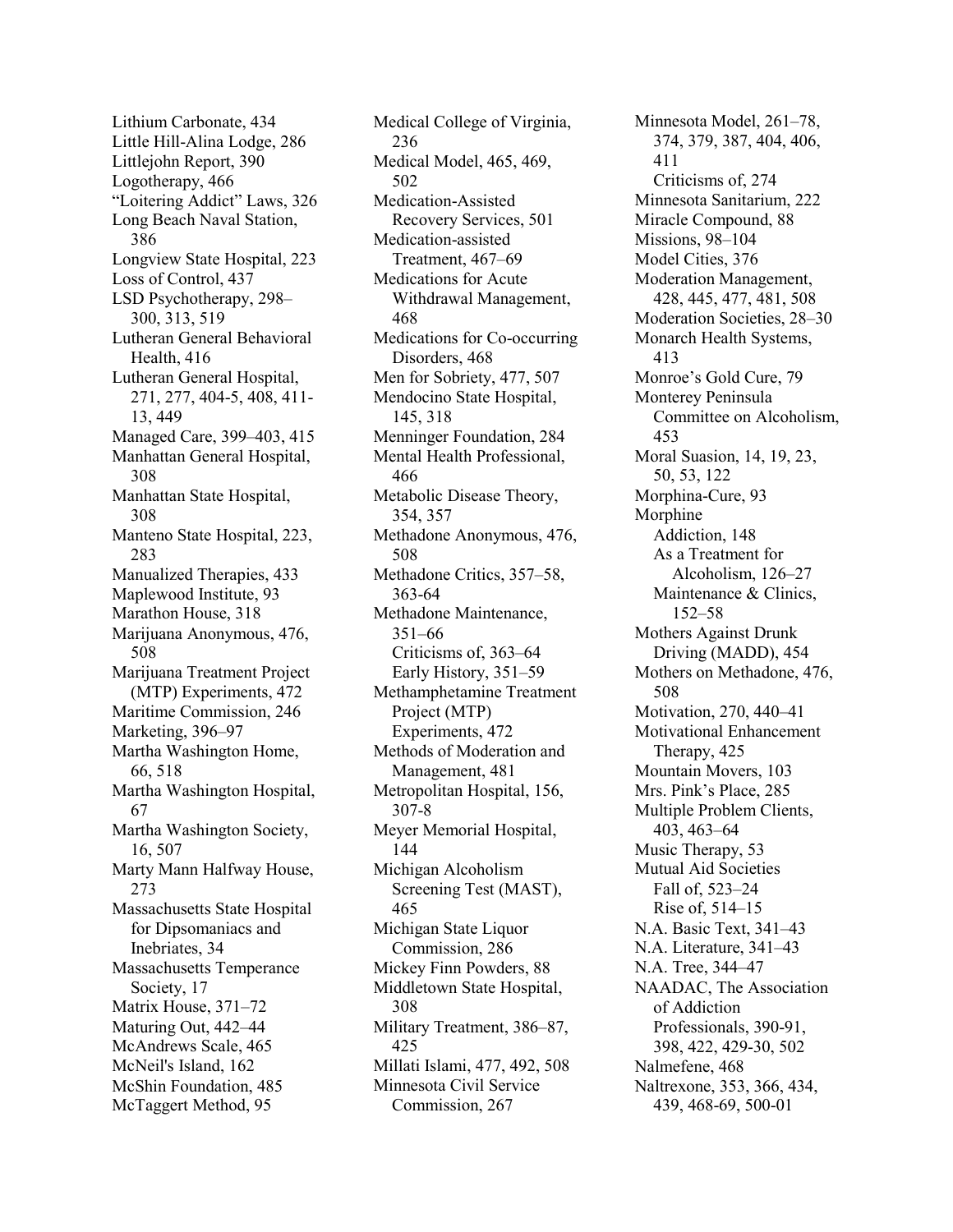Lithium Carbonate, 434
Little Hill-Alina Lodge, 286
Littlejohn Report, 390
Logotherapy, 466
"Loitering Addict" Laws, 326
Long Beach Naval Station, 386
Longview State Hospital, 223
Loss of Control, 437
LSD Psychotherapy, 298–300, 313, 519
Lutheran General Behavioral Health, 416
Lutheran General Hospital, 271, 277, 404-5, 408, 411-13, 449
Managed Care, 399–403, 415
Manhattan General Hospital, 308
Manhattan State Hospital, 308
Manteno State Hospital, 223, 283
Manualized Therapies, 433
Maplewood Institute, 93
Marathon House, 318
Marijuana Anonymous, 476, 508
Marijuana Treatment Project (MTP) Experiments, 472
Maritime Commission, 246
Marketing, 396–97
Martha Washington Home, 66, 518
Martha Washington Hospital, 67
Martha Washington Society, 16, 507
Marty Mann Halfway House, 273
Massachusetts State Hospital for Dipsomaniacs and Inebriates, 34
Massachusetts Temperance Society, 17
Matrix House, 371–72
Maturing Out, 442–44
McAndrews Scale, 465
McNeil's Island, 162
McShin Foundation, 485
McTaggert Method, 95
Medical College of Virginia, 236
Medical Model, 465, 469, 502
Medication-Assisted Recovery Services, 501
Medication-assisted Treatment, 467–69
Medications for Acute Withdrawal Management, 468
Medications for Co-occurring Disorders, 468
Men for Sobriety, 477, 507
Mendocino State Hospital, 145, 318
Menninger Foundation, 284
Mental Health Professional, 466
Metabolic Disease Theory, 354, 357
Methadone Anonymous, 476, 508
Methadone Critics, 357–58, 363-64
Methadone Maintenance, 351–66
  Criticisms of, 363–64
  Early History, 351–59
Methamphetamine Treatment Project (MTP) Experiments, 472
Methods of Moderation and Management, 481
Metropolitan Hospital, 156, 307-8
Meyer Memorial Hospital, 144
Michigan Alcoholism Screening Test (MAST), 465
Michigan State Liquor Commission, 286
Mickey Finn Powders, 88
Middletown State Hospital, 308
Military Treatment, 386–87, 425
Millati Islami, 477, 492, 508
Minnesota Civil Service Commission, 267
Minnesota Model, 261–78, 374, 379, 387, 404, 406, 411
  Criticisms of, 274
Minnesota Sanitarium, 222
Miracle Compound, 88
Missions, 98–104
Model Cities, 376
Moderation Management, 428, 445, 477, 481, 508
Moderation Societies, 28–30
Monarch Health Systems, 413
Monroe's Gold Cure, 79
Monterey Peninsula Committee on Alcoholism, 453
Moral Suasion, 14, 19, 23, 50, 53, 122
Morphina-Cure, 93
Morphine
  Addiction, 148
  As a Treatment for Alcoholism, 126–27
  Maintenance & Clinics, 152–58
Mothers Against Drunk Driving (MADD), 454
Mothers on Methadone, 476, 508
Motivation, 270, 440–41
Motivational Enhancement Therapy, 425
Mountain Movers, 103
Mrs. Pink's Place, 285
Multiple Problem Clients, 403, 463–64
Music Therapy, 53
Mutual Aid Societies
  Fall of, 523–24
  Rise of, 514–15
N.A. Basic Text, 341–43
N.A. Literature, 341–43
N.A. Tree, 344–47
NAADAC, The Association of Addiction Professionals, 390-91, 398, 422, 429-30, 502
Nalmefene, 468
Naltrexone, 353, 366, 434, 439, 468-69, 500-01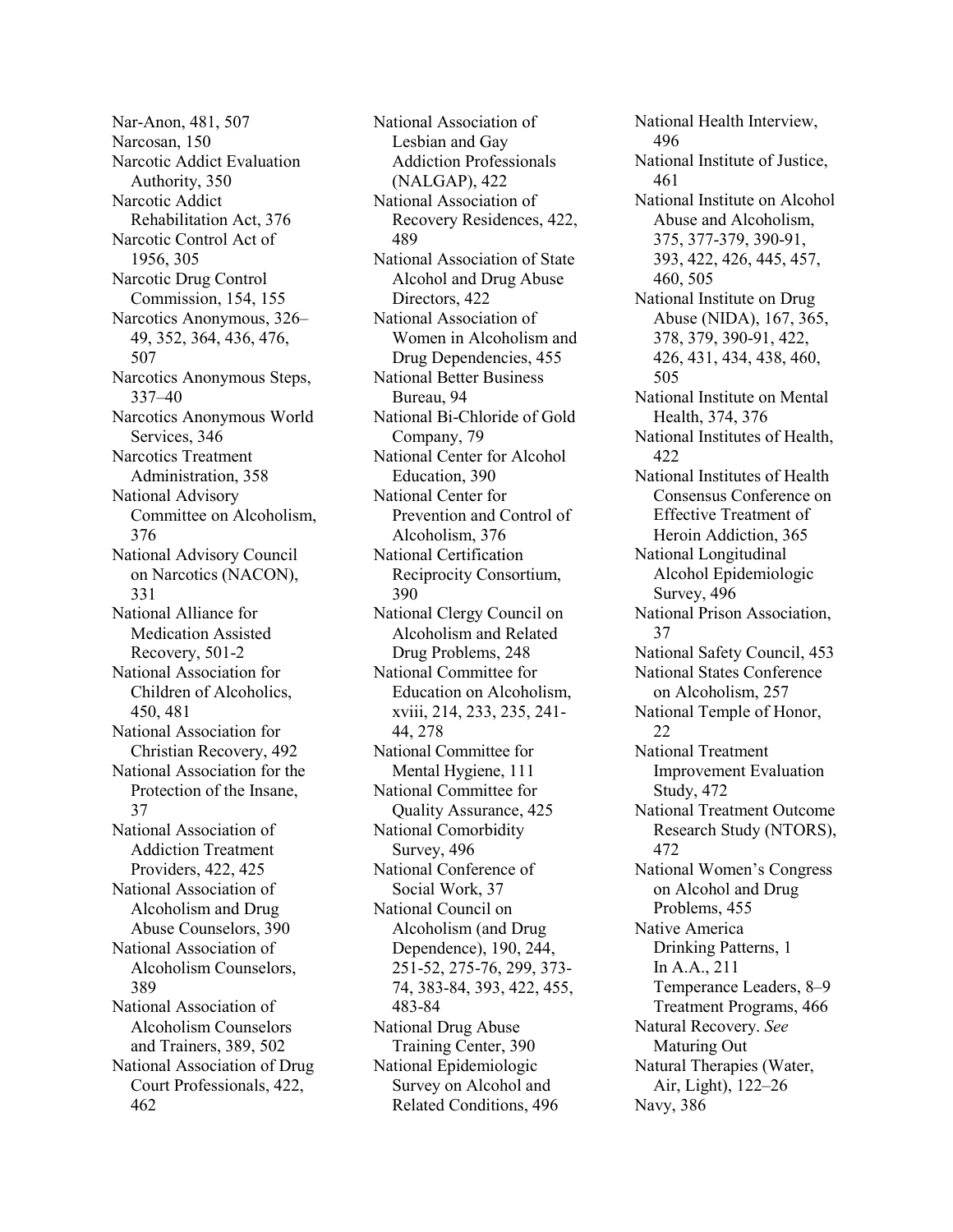Nar-Anon, 481, 507
Narcosan, 150
Narcotic Addict Evaluation Authority, 350
Narcotic Addict Rehabilitation Act, 376
Narcotic Control Act of 1956, 305
Narcotic Drug Control Commission, 154, 155
Narcotics Anonymous, 326–49, 352, 364, 436, 476, 507
Narcotics Anonymous Steps, 337–40
Narcotics Anonymous World Services, 346
Narcotics Treatment Administration, 358
National Advisory Committee on Alcoholism, 376
National Advisory Council on Narcotics (NACON), 331
National Alliance for Medication Assisted Recovery, 501-2
National Association for Children of Alcoholics, 450, 481
National Association for Christian Recovery, 492
National Association for the Protection of the Insane, 37
National Association of Addiction Treatment Providers, 422, 425
National Association of Alcoholism and Drug Abuse Counselors, 390
National Association of Alcoholism Counselors, 389
National Association of Alcoholism Counselors and Trainers, 389, 502
National Association of Drug Court Professionals, 422, 462
National Association of Lesbian and Gay Addiction Professionals (NALGAP), 422
National Association of Recovery Residences, 422, 489
National Association of State Alcohol and Drug Abuse Directors, 422
National Association of Women in Alcoholism and Drug Dependencies, 455
National Better Business Bureau, 94
National Bi-Chloride of Gold Company, 79
National Center for Alcohol Education, 390
National Center for Prevention and Control of Alcoholism, 376
National Certification Reciprocity Consortium, 390
National Clergy Council on Alcoholism and Related Drug Problems, 248
National Committee for Education on Alcoholism, xviii, 214, 233, 235, 241-44, 278
National Committee for Mental Hygiene, 111
National Committee for Quality Assurance, 425
National Comorbidity Survey, 496
National Conference of Social Work, 37
National Council on Alcoholism (and Drug Dependence), 190, 244, 251-52, 275-76, 299, 373-74, 383-84, 393, 422, 455, 483-84
National Drug Abuse Training Center, 390
National Epidemiologic Survey on Alcohol and Related Conditions, 496
National Health Interview, 496
National Institute of Justice, 461
National Institute on Alcohol Abuse and Alcoholism, 375, 377-379, 390-91, 393, 422, 426, 445, 457, 460, 505
National Institute on Drug Abuse (NIDA), 167, 365, 378, 379, 390-91, 422, 426, 431, 434, 438, 460, 505
National Institute on Mental Health, 374, 376
National Institutes of Health, 422
National Institutes of Health Consensus Conference on Effective Treatment of Heroin Addiction, 365
National Longitudinal Alcohol Epidemiologic Survey, 496
National Prison Association, 37
National Safety Council, 453
National States Conference on Alcoholism, 257
National Temple of Honor, 22
National Treatment Improvement Evaluation Study, 472
National Treatment Outcome Research Study (NTORS), 472
National Women's Congress on Alcohol and Drug Problems, 455
Native America
  Drinking Patterns, 1
  In A.A., 211
  Temperance Leaders, 8–9
  Treatment Programs, 466
Natural Recovery. *See* Maturing Out
Natural Therapies (Water, Air, Light), 122–26
Navy, 386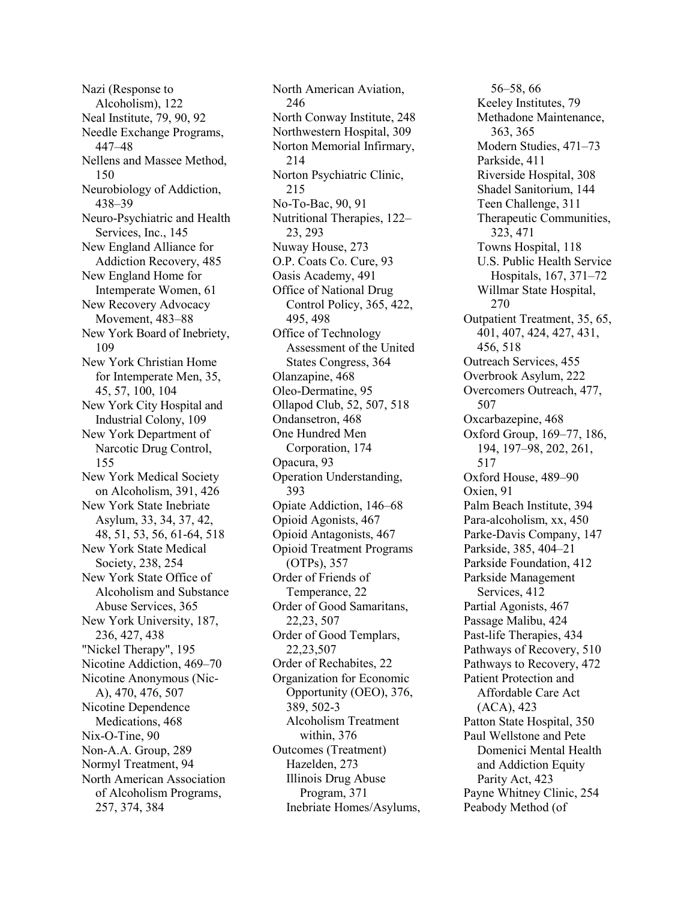Nazi (Response to Alcoholism), 122
Neal Institute, 79, 90, 92
Needle Exchange Programs, 447–48
Nellens and Massee Method, 150
Neurobiology of Addiction, 438–39
Neuro-Psychiatric and Health Services, Inc., 145
New England Alliance for Addiction Recovery, 485
New England Home for Intemperate Women, 61
New Recovery Advocacy Movement, 483–88
New York Board of Inebriety, 109
New York Christian Home for Intemperate Men, 35, 45, 57, 100, 104
New York City Hospital and Industrial Colony, 109
New York Department of Narcotic Drug Control, 155
New York Medical Society on Alcoholism, 391, 426
New York State Inebriate Asylum, 33, 34, 37, 42, 48, 51, 53, 56, 61-64, 518
New York State Medical Society, 238, 254
New York State Office of Alcoholism and Substance Abuse Services, 365
New York University, 187, 236, 427, 438
"Nickel Therapy", 195
Nicotine Addiction, 469–70
Nicotine Anonymous (Nic-A), 470, 476, 507
Nicotine Dependence Medications, 468
Nix-O-Tine, 90
Non-A.A. Group, 289
Normyl Treatment, 94
North American Association of Alcoholism Programs, 257, 374, 384
North American Aviation, 246
North Conway Institute, 248
Northwestern Hospital, 309
Norton Memorial Infirmary, 214
Norton Psychiatric Clinic, 215
No-To-Bac, 90, 91
Nutritional Therapies, 122–23, 293
Nuway House, 273
O.P. Coats Co. Cure, 93
Oasis Academy, 491
Office of National Drug Control Policy, 365, 422, 495, 498
Office of Technology Assessment of the United States Congress, 364
Olanzapine, 468
Oleo-Dermatine, 95
Ollapod Club, 52, 507, 518
Ondansetron, 468
One Hundred Men Corporation, 174
Opacura, 93
Operation Understanding, 393
Opiate Addiction, 146–68
Opioid Agonists, 467
Opioid Antagonists, 467
Opioid Treatment Programs (OTPs), 357
Order of Friends of Temperance, 22
Order of Good Samaritans, 22,23, 507
Order of Good Templars, 22,23,507
Order of Rechabites, 22
Organization for Economic Opportunity (OEO), 376, 389, 502-3
  Alcoholism Treatment within, 376
Outcomes (Treatment)
  Hazelden, 273
  Illinois Drug Abuse Program, 371
  Inebriate Homes/Asylums, 56–58, 66
  Keeley Institutes, 79
  Methadone Maintenance, 363, 365
  Modern Studies, 471–73
  Parkside, 411
  Riverside Hospital, 308
  Shadel Sanitorium, 144
  Teen Challenge, 311
  Therapeutic Communities, 323, 471
  Towns Hospital, 118
  U.S. Public Health Service Hospitals, 167, 371–72
  Willmar State Hospital, 270
Outpatient Treatment, 35, 65, 401, 407, 424, 427, 431, 456, 518
Outreach Services, 455
Overbrook Asylum, 222
Overcomers Outreach, 477, 507
Oxcarbazepine, 468
Oxford Group, 169–77, 186, 194, 197–98, 202, 261, 517
Oxford House, 489–90
Oxien, 91
Palm Beach Institute, 394
Para-alcoholism, xx, 450
Parke-Davis Company, 147
Parkside, 385, 404–21
Parkside Foundation, 412
Parkside Management Services, 412
Partial Agonists, 467
Passage Malibu, 424
Past-life Therapies, 434
Pathways of Recovery, 510
Pathways to Recovery, 472
Patient Protection and Affordable Care Act (ACA), 423
Patton State Hospital, 350
Paul Wellstone and Pete Domenici Mental Health and Addiction Equity Parity Act, 423
Payne Whitney Clinic, 254
Peabody Method (of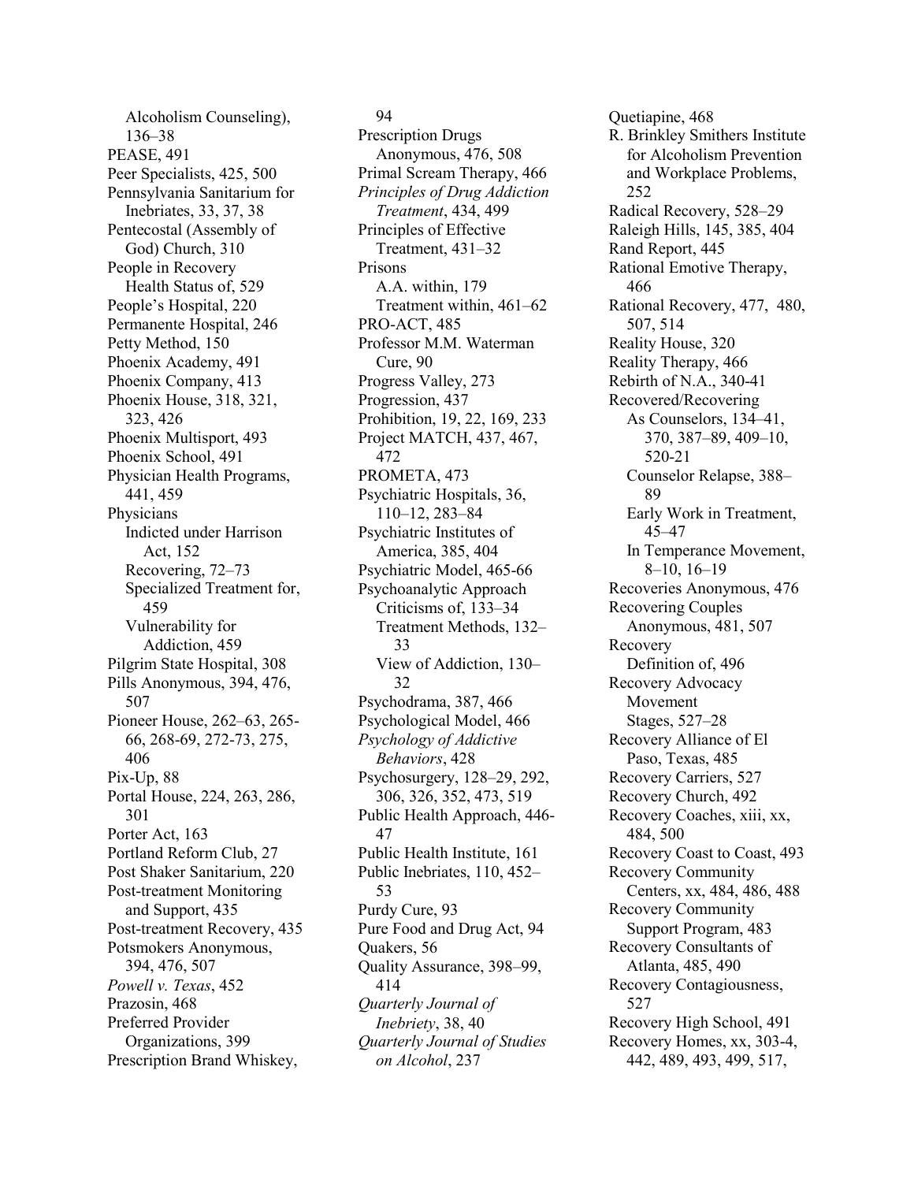Alcoholism Counseling), 136–38
PEASE, 491
Peer Specialists, 425, 500
Pennsylvania Sanitarium for Inebriates, 33, 37, 38
Pentecostal (Assembly of God) Church, 310
People in Recovery
  Health Status of, 529
People's Hospital, 220
Permanente Hospital, 246
Petty Method, 150
Phoenix Academy, 491
Phoenix Company, 413
Phoenix House, 318, 321, 323, 426
Phoenix Multisport, 493
Phoenix School, 491
Physician Health Programs, 441, 459
Physicians
  Indicted under Harrison Act, 152
  Recovering, 72–73
  Specialized Treatment for, 459
  Vulnerability for Addiction, 459
Pilgrim State Hospital, 308
Pills Anonymous, 394, 476, 507
Pioneer House, 262–63, 265-66, 268-69, 272-73, 275, 406
Pix-Up, 88
Portal House, 224, 263, 286, 301
Porter Act, 163
Portland Reform Club, 27
Post Shaker Sanitarium, 220
Post-treatment Monitoring and Support, 435
Post-treatment Recovery, 435
Potsmokers Anonymous, 394, 476, 507
*Powell v. Texas*, 452
Prazosin, 468
Preferred Provider Organizations, 399
Prescription Brand Whiskey, 94
Prescription Drugs Anonymous, 476, 508
Primal Scream Therapy, 466
*Principles of Drug Addiction Treatment*, 434, 499
Principles of Effective Treatment, 431–32
Prisons
  A.A. within, 179
  Treatment within, 461–62
PRO-ACT, 485
Professor M.M. Waterman Cure, 90
Progress Valley, 273
Progression, 437
Prohibition, 19, 22, 169, 233
Project MATCH, 437, 467, 472
PROMETA, 473
Psychiatric Hospitals, 36, 110–12, 283–84
Psychiatric Institutes of America, 385, 404
Psychiatric Model, 465-66
Psychoanalytic Approach
  Criticisms of, 133–34
  Treatment Methods, 132–33
  View of Addiction, 130–32
Psychodrama, 387, 466
Psychological Model, 466
*Psychology of Addictive Behaviors*, 428
Psychosurgery, 128–29, 292, 306, 326, 352, 473, 519
Public Health Approach, 446-47
Public Health Institute, 161
Public Inebriates, 110, 452–53
Purdy Cure, 93
Pure Food and Drug Act, 94
Quakers, 56
Quality Assurance, 398–99, 414
*Quarterly Journal of Inebriety*, 38, 40
*Quarterly Journal of Studies on Alcohol*, 237
Quetiapine, 468
R. Brinkley Smithers Institute for Alcoholism Prevention and Workplace Problems, 252
Radical Recovery, 528–29
Raleigh Hills, 145, 385, 404
Rand Report, 445
Rational Emotive Therapy, 466
Rational Recovery, 477, 480, 507, 514
Reality House, 320
Reality Therapy, 466
Rebirth of N.A., 340-41
Recovered/Recovering
  As Counselors, 134–41, 370, 387–89, 409–10, 520-21
  Counselor Relapse, 388–89
  Early Work in Treatment, 45–47
  In Temperance Movement, 8–10, 16–19
Recoveries Anonymous, 476
Recovering Couples Anonymous, 481, 507
Recovery
  Definition of, 496
Recovery Advocacy Movement
  Stages, 527–28
Recovery Alliance of El Paso, Texas, 485
Recovery Carriers, 527
Recovery Church, 492
Recovery Coaches, xiii, xx, 484, 500
Recovery Coast to Coast, 493
Recovery Community Centers, xx, 484, 486, 488
Recovery Community Support Program, 483
Recovery Consultants of Atlanta, 485, 490
Recovery Contagiousness, 527
Recovery High School, 491
Recovery Homes, xx, 303-4, 442, 489, 493, 499, 517,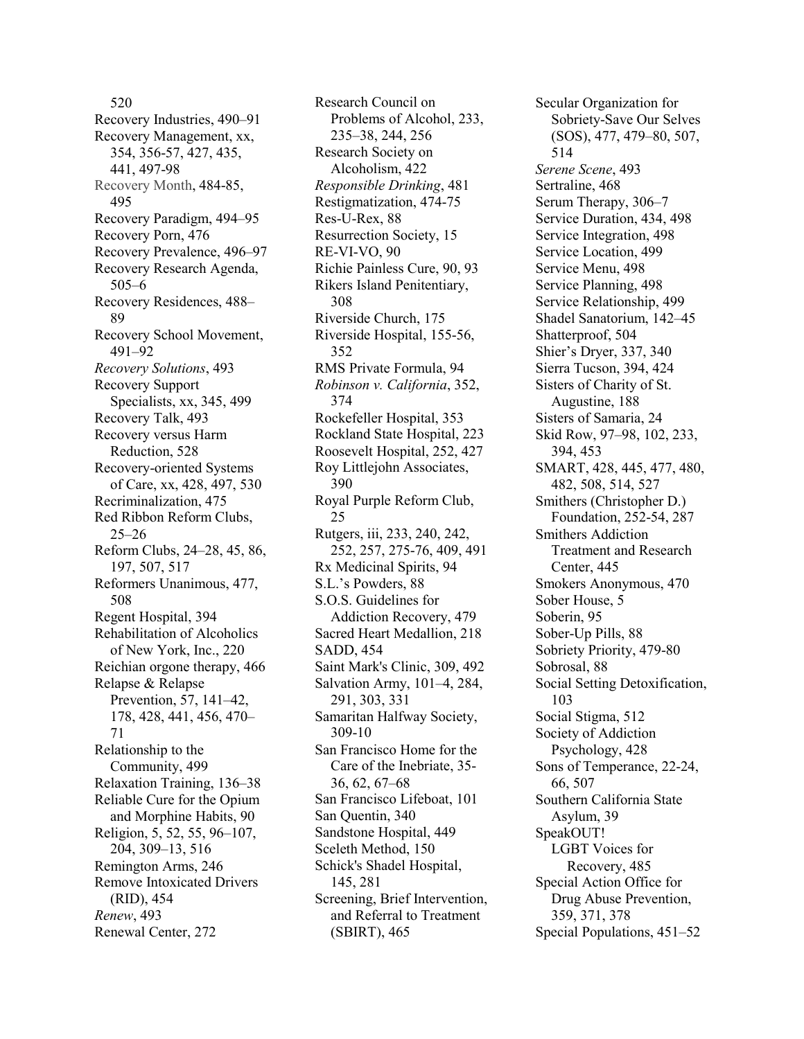520
Recovery Industries, 490–91
Recovery Management, xx, 354, 356-57, 427, 435, 441, 497-98
Recovery Month, 484-85, 495
Recovery Paradigm, 494–95
Recovery Porn, 476
Recovery Prevalence, 496–97
Recovery Research Agenda, 505–6
Recovery Residences, 488–89
Recovery School Movement, 491–92
*Recovery Solutions*, 493
Recovery Support Specialists, xx, 345, 499
Recovery Talk, 493
Recovery versus Harm Reduction, 528
Recovery-oriented Systems of Care, xx, 428, 497, 530
Recriminalization, 475
Red Ribbon Reform Clubs, 25–26
Reform Clubs, 24–28, 45, 86, 197, 507, 517
Reformers Unanimous, 477, 508
Regent Hospital, 394
Rehabilitation of Alcoholics of New York, Inc., 220
Reichian orgone therapy, 466
Relapse & Relapse Prevention, 57, 141–42, 178, 428, 441, 456, 470–71
Relationship to the Community, 499
Relaxation Training, 136–38
Reliable Cure for the Opium and Morphine Habits, 90
Religion, 5, 52, 55, 96–107, 204, 309–13, 516
Remington Arms, 246
Remove Intoxicated Drivers (RID), 454
*Renew*, 493
Renewal Center, 272
Research Council on Problems of Alcohol, 233, 235–38, 244, 256
Research Society on Alcoholism, 422
*Responsible Drinking*, 481
Restigmatization, 474-75
Res-U-Rex, 88
Resurrection Society, 15
RE-VI-VO, 90
Richie Painless Cure, 90, 93
Rikers Island Penitentiary, 308
Riverside Church, 175
Riverside Hospital, 155-56, 352
RMS Private Formula, 94
*Robinson v. California*, 352, 374
Rockefeller Hospital, 353
Rockland State Hospital, 223
Roosevelt Hospital, 252, 427
Roy Littlejohn Associates, 390
Royal Purple Reform Club, 25
Rutgers, iii, 233, 240, 242, 252, 257, 275-76, 409, 491
Rx Medicinal Spirits, 94
S.L.'s Powders, 88
S.O.S. Guidelines for Addiction Recovery, 479
Sacred Heart Medallion, 218
SADD, 454
Saint Mark's Clinic, 309, 492
Salvation Army, 101–4, 284, 291, 303, 331
Samaritan Halfway Society, 309-10
San Francisco Home for the Care of the Inebriate, 35-36, 62, 67–68
San Francisco Lifeboat, 101
San Quentin, 340
Sandstone Hospital, 449
Sceleth Method, 150
Schick's Shadel Hospital, 145, 281
Screening, Brief Intervention, and Referral to Treatment (SBIRT), 465
Secular Organization for Sobriety-Save Our Selves (SOS), 477, 479–80, 507, 514
*Serene Scene*, 493
Sertraline, 468
Serum Therapy, 306–7
Service Duration, 434, 498
Service Integration, 498
Service Location, 499
Service Menu, 498
Service Planning, 498
Service Relationship, 499
Shadel Sanatorium, 142–45
Shatterproof, 504
Shier's Dryer, 337, 340
Sierra Tucson, 394, 424
Sisters of Charity of St. Augustine, 188
Sisters of Samaria, 24
Skid Row, 97–98, 102, 233, 394, 453
SMART, 428, 445, 477, 480, 482, 508, 514, 527
Smithers (Christopher D.) Foundation, 252-54, 287
Smithers Addiction Treatment and Research Center, 445
Smokers Anonymous, 470
Sober House, 5
Soberin, 95
Sober-Up Pills, 88
Sobriety Priority, 479-80
Sobrosal, 88
Social Setting Detoxification, 103
Social Stigma, 512
Society of Addiction Psychology, 428
Sons of Temperance, 22-24, 66, 507
Southern California State Asylum, 39
SpeakOUT! LGBT Voices for Recovery, 485
Special Action Office for Drug Abuse Prevention, 359, 371, 378
Special Populations, 451–52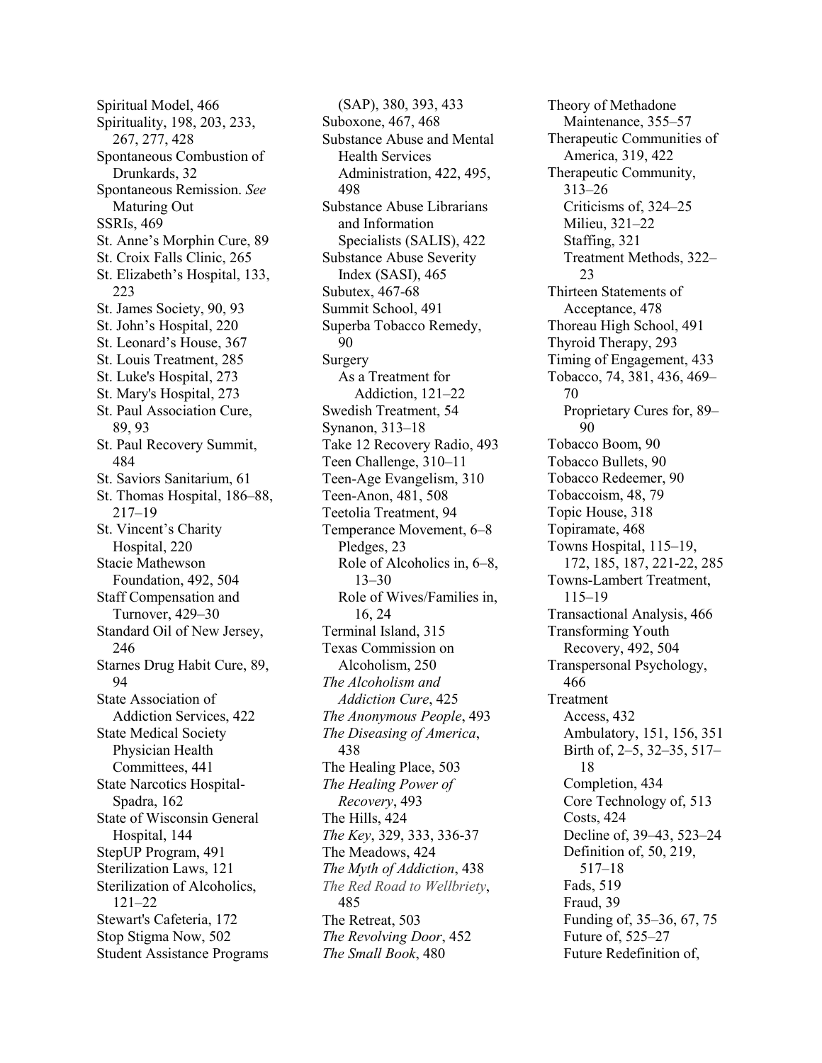Spiritual Model, 466
Spirituality, 198, 203, 233, 267, 277, 428
Spontaneous Combustion of Drunkards, 32
Spontaneous Remission. *See* Maturing Out
SSRIs, 469
St. Anne's Morphin Cure, 89
St. Croix Falls Clinic, 265
St. Elizabeth's Hospital, 133, 223
St. James Society, 90, 93
St. John's Hospital, 220
St. Leonard's House, 367
St. Louis Treatment, 285
St. Luke's Hospital, 273
St. Mary's Hospital, 273
St. Paul Association Cure, 89, 93
St. Paul Recovery Summit, 484
St. Saviors Sanitarium, 61
St. Thomas Hospital, 186–88, 217–19
St. Vincent's Charity Hospital, 220
Stacie Mathewson Foundation, 492, 504
Staff Compensation and Turnover, 429–30
Standard Oil of New Jersey, 246
Starnes Drug Habit Cure, 89, 94
State Association of Addiction Services, 422
State Medical Society Physician Health Committees, 441
State Narcotics Hospital-Spadra, 162
State of Wisconsin General Hospital, 144
StepUP Program, 491
Sterilization Laws, 121
Sterilization of Alcoholics, 121–22
Stewart's Cafeteria, 172
Stop Stigma Now, 502
Student Assistance Programs (SAP), 380, 393, 433
Suboxone, 467, 468
Substance Abuse and Mental Health Services Administration, 422, 495, 498
Substance Abuse Librarians and Information Specialists (SALIS), 422
Substance Abuse Severity Index (SASI), 465
Subutex, 467-68
Summit School, 491
Superba Tobacco Remedy, 90
Surgery
  As a Treatment for Addiction, 121–22
Swedish Treatment, 54
Synanon, 313–18
Take 12 Recovery Radio, 493
Teen Challenge, 310–11
Teen-Age Evangelism, 310
Teen-Anon, 481, 508
Teetolia Treatment, 94
Temperance Movement, 6–8
  Pledges, 23
  Role of Alcoholics in, 6–8, 13–30
  Role of Wives/Families in, 16, 24
Terminal Island, 315
Texas Commission on Alcoholism, 250
*The Alcoholism and Addiction Cure*, 425
*The Anonymous People*, 493
*The Diseasing of America*, 438
The Healing Place, 503
*The Healing Power of Recovery*, 493
The Hills, 424
*The Key*, 329, 333, 336-37
The Meadows, 424
*The Myth of Addiction*, 438
*The Red Road to Wellbriety*, 485
The Retreat, 503
*The Revolving Door*, 452
*The Small Book*, 480
Theory of Methadone Maintenance, 355–57
Therapeutic Communities of America, 319, 422
Therapeutic Community, 313–26
  Criticisms of, 324–25
  Milieu, 321–22
  Staffing, 321
  Treatment Methods, 322–23
Thirteen Statements of Acceptance, 478
Thoreau High School, 491
Thyroid Therapy, 293
Timing of Engagement, 433
Tobacco, 74, 381, 436, 469–70
  Proprietary Cures for, 89–90
Tobacco Boom, 90
Tobacco Bullets, 90
Tobacco Redeemer, 90
Tobaccoism, 48, 79
Topic House, 318
Topiramate, 468
Towns Hospital, 115–19, 172, 185, 187, 221-22, 285
Towns-Lambert Treatment, 115–19
Transactional Analysis, 466
Transforming Youth Recovery, 492, 504
Transpersonal Psychology, 466
Treatment
  Access, 432
  Ambulatory, 151, 156, 351
  Birth of, 2–5, 32–35, 517–18
  Completion, 434
  Core Technology of, 513
  Costs, 424
  Decline of, 39–43, 523–24
  Definition of, 50, 219, 517–18
  Fads, 519
  Fraud, 39
  Funding of, 35–36, 67, 75
  Future of, 525–27
  Future Redefinition of,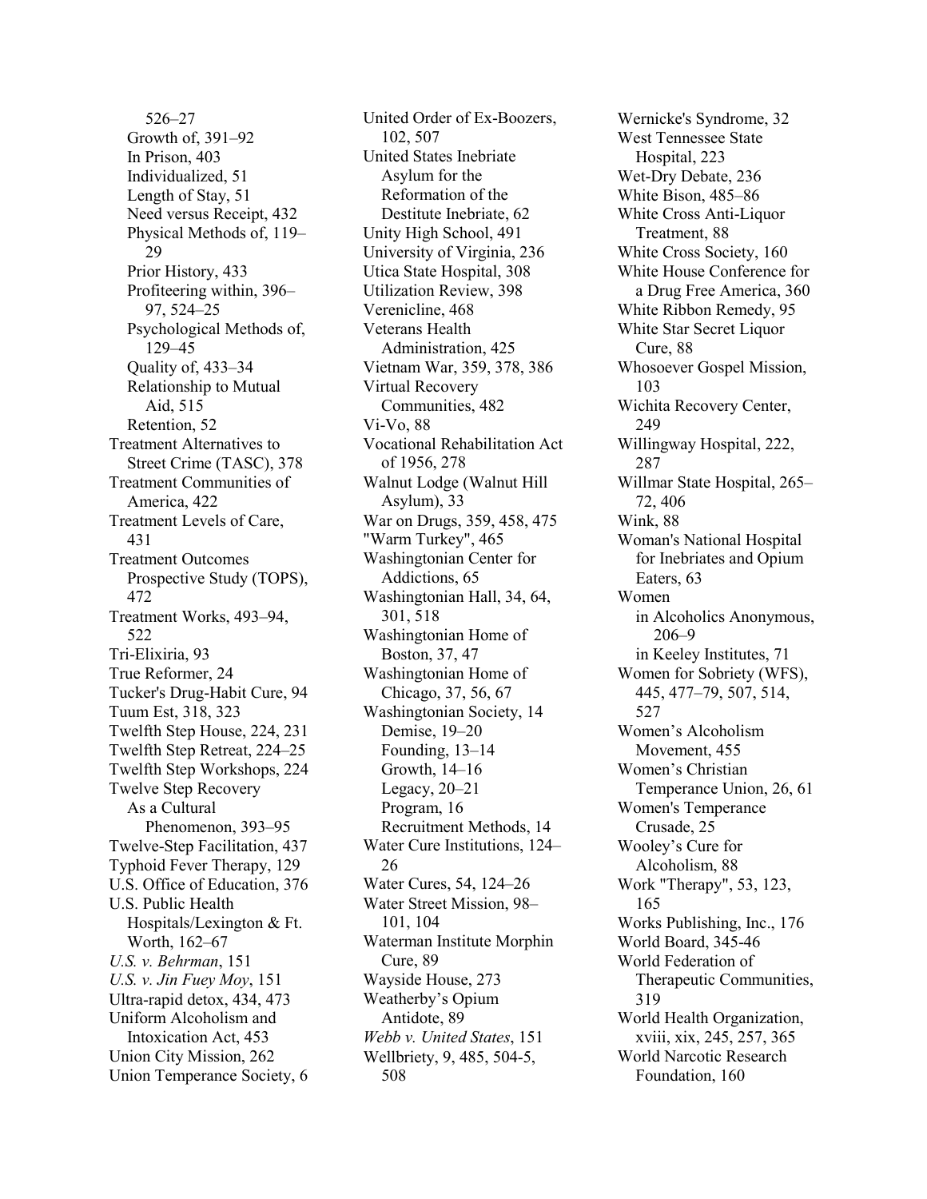526–27
- Growth of, 391–92
- In Prison, 403
- Individualized, 51
- Length of Stay, 51
- Need versus Receipt, 432
- Physical Methods of, 119–29
- Prior History, 433
- Profiteering within, 396–97, 524–25
- Psychological Methods of, 129–45
- Quality of, 433–34
- Relationship to Mutual Aid, 515
- Retention, 52

Treatment Alternatives to Street Crime (TASC), 378
Treatment Communities of America, 422
Treatment Levels of Care, 431
Treatment Outcomes Prospective Study (TOPS), 472
Treatment Works, 493–94, 522
Tri-Elixiria, 93
True Reformer, 24
Tucker's Drug-Habit Cure, 94
Tuum Est, 318, 323
Twelfth Step House, 224, 231
Twelfth Step Retreat, 224–25
Twelfth Step Workshops, 224
Twelve Step Recovery
- As a Cultural Phenomenon, 393–95

Twelve-Step Facilitation, 437
Typhoid Fever Therapy, 129
U.S. Office of Education, 376
U.S. Public Health Hospitals/Lexington & Ft. Worth, 162–67
*U.S. v. Behrman*, 151
*U.S. v. Jin Fuey Moy*, 151
Ultra-rapid detox, 434, 473
Uniform Alcoholism and Intoxication Act, 453
Union City Mission, 262
Union Temperance Society, 6
United Order of Ex-Boozers, 102, 507
United States Inebriate Asylum for the Reformation of the Destitute Inebriate, 62
Unity High School, 491
University of Virginia, 236
Utica State Hospital, 308
Utilization Review, 398
Verenicline, 468
Veterans Health Administration, 425
Vietnam War, 359, 378, 386
Virtual Recovery Communities, 482
Vi-Vo, 88
Vocational Rehabilitation Act of 1956, 278
Walnut Lodge (Walnut Hill Asylum), 33
War on Drugs, 359, 458, 475
"Warm Turkey", 465
Washingtonian Center for Addictions, 65
Washingtonian Hall, 34, 64, 301, 518
Washingtonian Home of Boston, 37, 47
Washingtonian Home of Chicago, 37, 56, 67
Washingtonian Society, 14
- Demise, 19–20
- Founding, 13–14
- Growth, 14–16
- Legacy, 20–21
- Program, 16
- Recruitment Methods, 14

Water Cure Institutions, 124–26
Water Cures, 54, 124–26
Water Street Mission, 98–101, 104
Waterman Institute Morphin Cure, 89
Wayside House, 273
Weatherby's Opium Antidote, 89
*Webb v. United States*, 151
Wellbriety, 9, 485, 504-5, 508
Wernicke's Syndrome, 32
West Tennessee State Hospital, 223
Wet-Dry Debate, 236
White Bison, 485–86
White Cross Anti-Liquor Treatment, 88
White Cross Society, 160
White House Conference for a Drug Free America, 360
White Ribbon Remedy, 95
White Star Secret Liquor Cure, 88
Whosoever Gospel Mission, 103
Wichita Recovery Center, 249
Willingway Hospital, 222, 287
Willmar State Hospital, 265–72, 406
Wink, 88
Woman's National Hospital for Inebriates and Opium Eaters, 63
Women
- in Alcoholics Anonymous, 206–9
- in Keeley Institutes, 71

Women for Sobriety (WFS), 445, 477–79, 507, 514, 527
Women's Alcoholism Movement, 455
Women's Christian Temperance Union, 26, 61
Women's Temperance Crusade, 25
Wooley's Cure for Alcoholism, 88
Work "Therapy", 53, 123, 165
Works Publishing, Inc., 176
World Board, 345-46
World Federation of Therapeutic Communities, 319
World Health Organization, xviii, xix, 245, 257, 365
World Narcotic Research Foundation, 160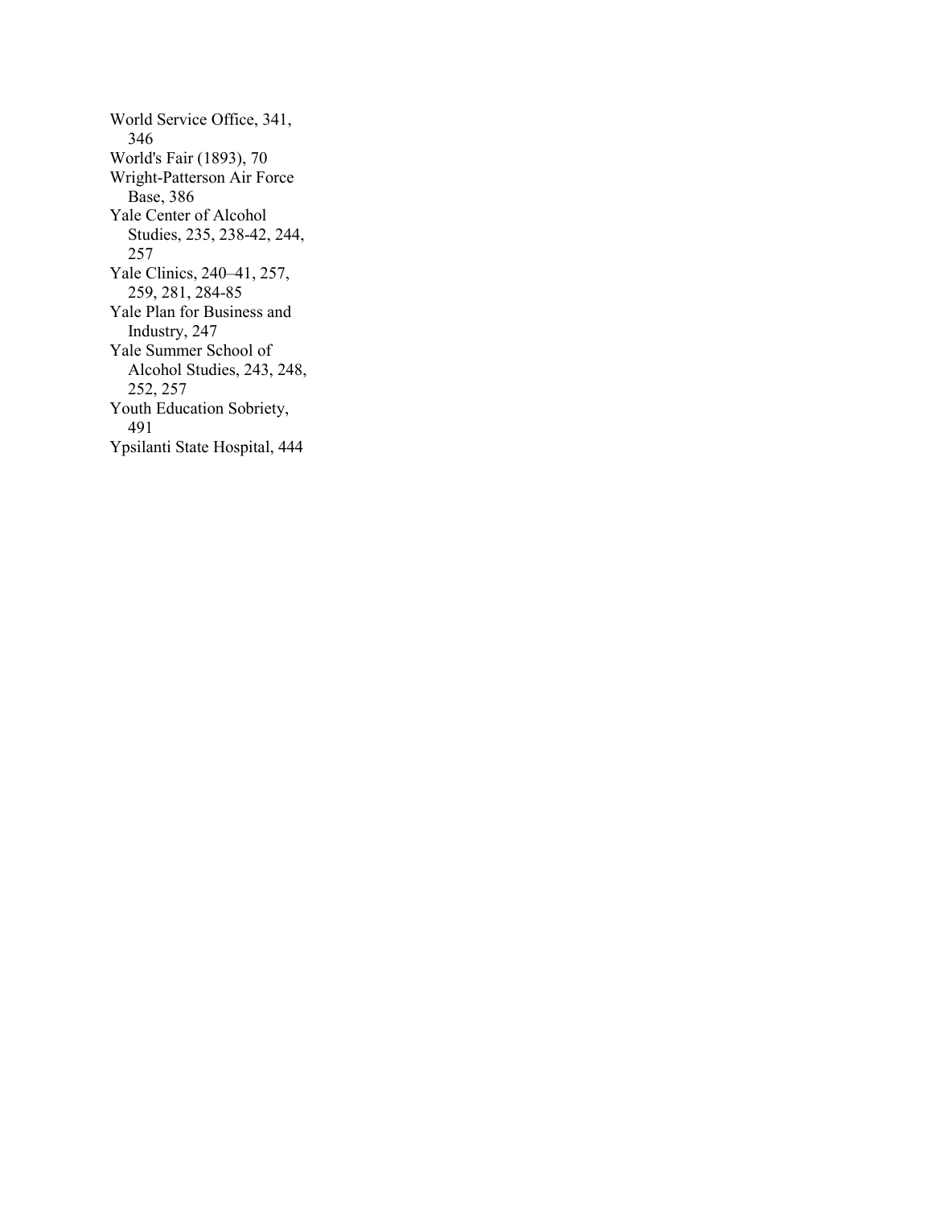World Service Office, 341, 346
World's Fair (1893), 70
Wright-Patterson Air Force Base, 386
Yale Center of Alcohol Studies, 235, 238-42, 244, 257
Yale Clinics, 240–41, 257, 259, 281, 284-85
Yale Plan for Business and Industry, 247
Yale Summer School of Alcohol Studies, 243, 248, 252, 257
Youth Education Sobriety, 491
Ypsilanti State Hospital, 444